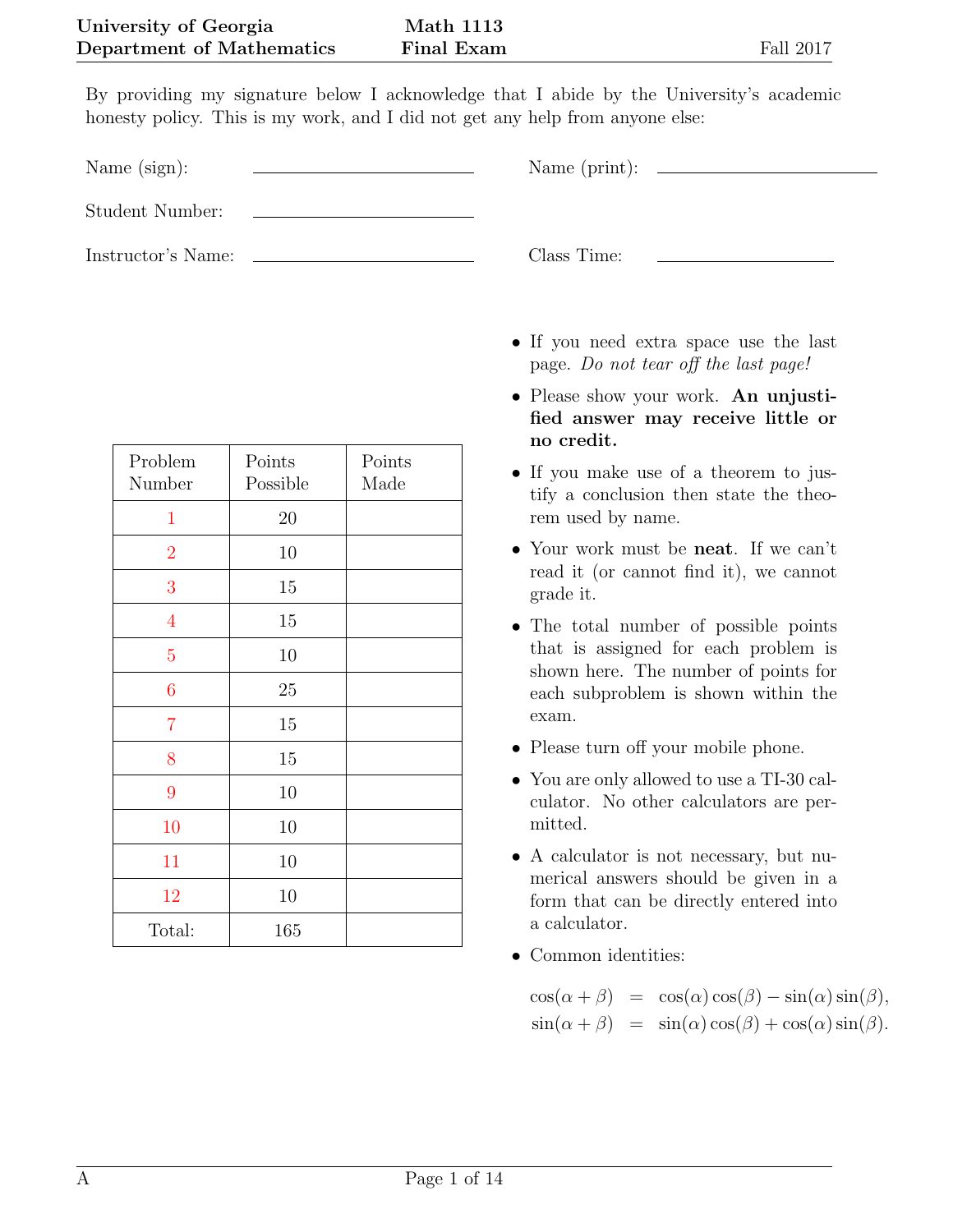**University of Georgia** **Math 1113** Fall 2017
**Department of Mathematics** **Final Exam**

By providing my signature below I acknowledge that I abide by the University's academic honesty policy. This is my work, and I did not get any help from anyone else:

Name (sign): ______________________ Name (print): ______________________

Student Number: ______________________

Instructor's Name: ______________________ Class Time: ________________

- If you need extra space use the last page. *Do not tear off the last page!*
- Please show your work. **An unjustified answer may receive little or no credit.**
- If you make use of a theorem to justify a conclusion then state the theorem used by name.
- Your work must be **neat**. If we can't read it (or cannot find it), we cannot grade it.
- The total number of possible points that is assigned for each problem is shown here. The number of points for each subproblem is shown within the exam.
- Please turn off your mobile phone.
- You are only allowed to use a TI-30 calculator. No other calculators are permitted.
- A calculator is not necessary, but numerical answers should be given in a form that can be directly entered into a calculator.
- Common identities:

$$\cos(\alpha+\beta) = \cos(\alpha)\cos(\beta) - \sin(\alpha)\sin(\beta),$$
$$\sin(\alpha+\beta) = \sin(\alpha)\cos(\beta) + \cos(\alpha)\sin(\beta).$$

| Problem Number | Points Possible | Points Made |
|---|---|---|
| 1 | 20 | |
| 2 | 10 | |
| 3 | 15 | |
| 4 | 15 | |
| 5 | 10 | |
| 6 | 25 | |
| 7 | 15 | |
| 8 | 15 | |
| 9 | 10 | |
| 10 | 10 | |
| 11 | 10 | |
| 12 | 10 | |
| Total: | 165 | |

A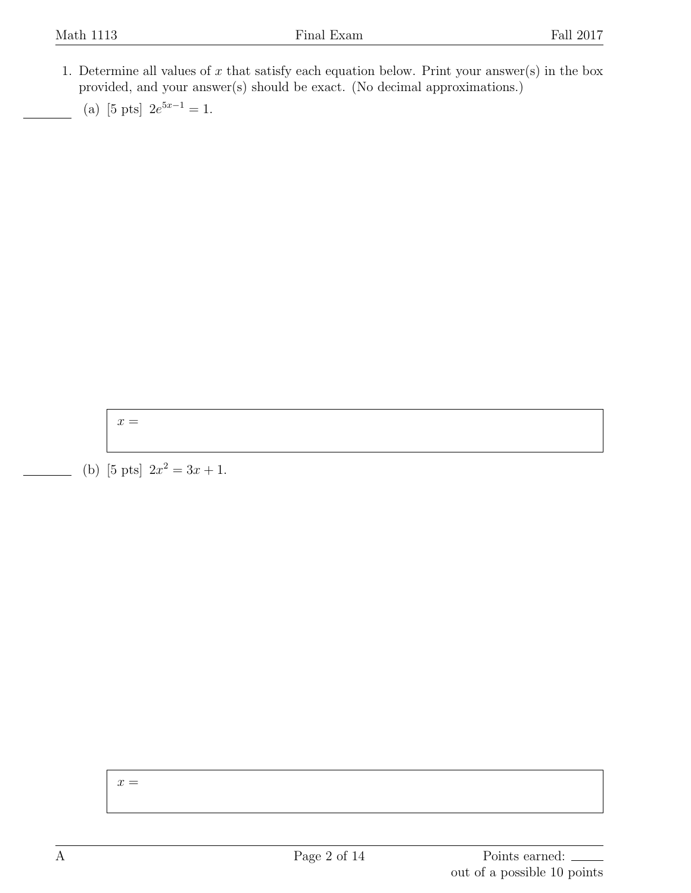1. Determine all values of $x$ that satisfy each equation below. Print your answer(s) in the box provided, and your answer(s) should be exact. (No decimal approximations.)

   (a) [5 pts] $2e^{5x-1} = 1$.

   $x =$

   (b) [5 pts] $2x^2 = 3x + 1$.

   $x =$

A

Points earned: \_\_\_\_\_\_ out of a possible 10 points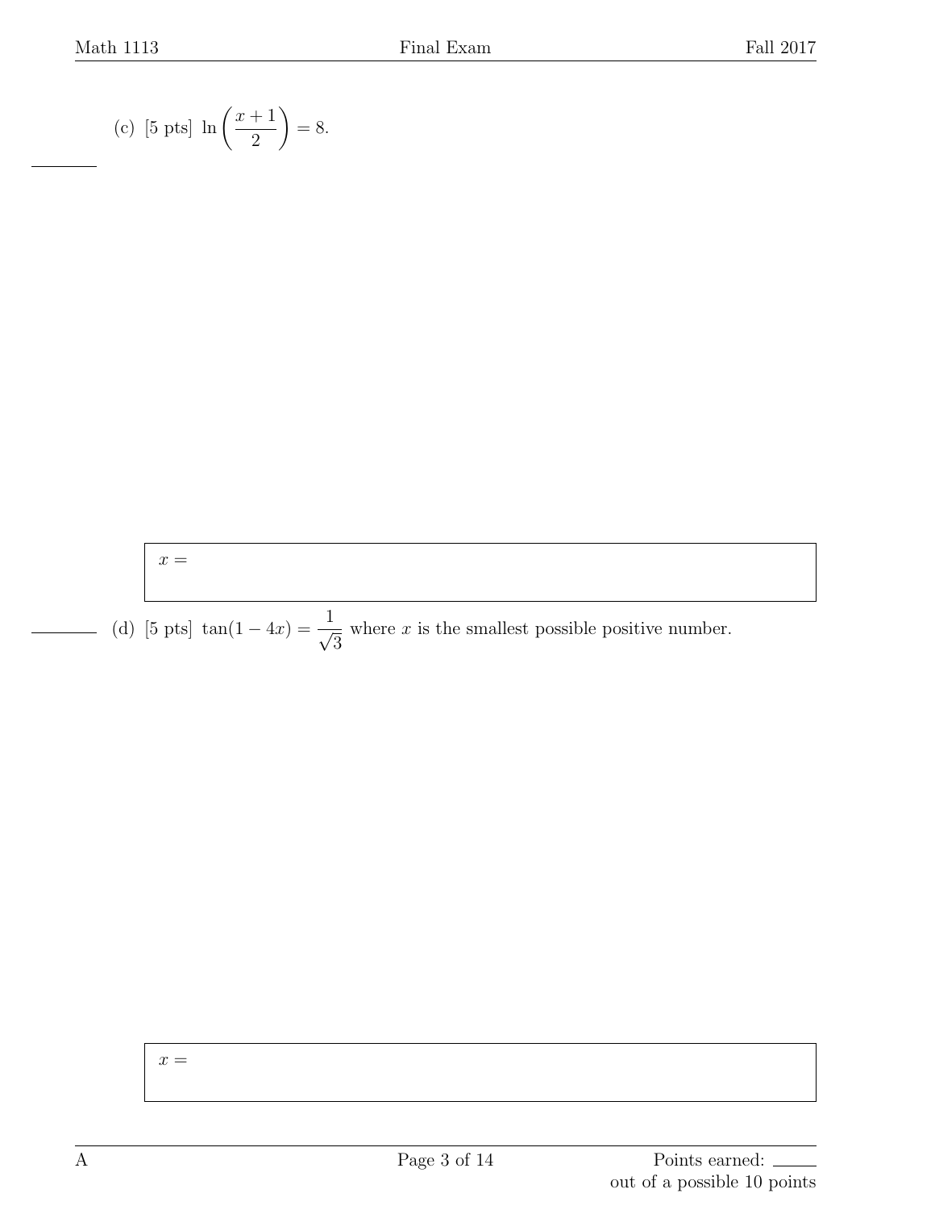(c) [5 pts] $\ln\left(\dfrac{x+1}{2}\right) = 8.$

$x =$

(d) [5 pts] $\tan(1-4x) = \dfrac{1}{\sqrt{3}}$ where $x$ is the smallest possible positive number.

$x =$

Points earned: \_\_\_\_\_ out of a possible 10 points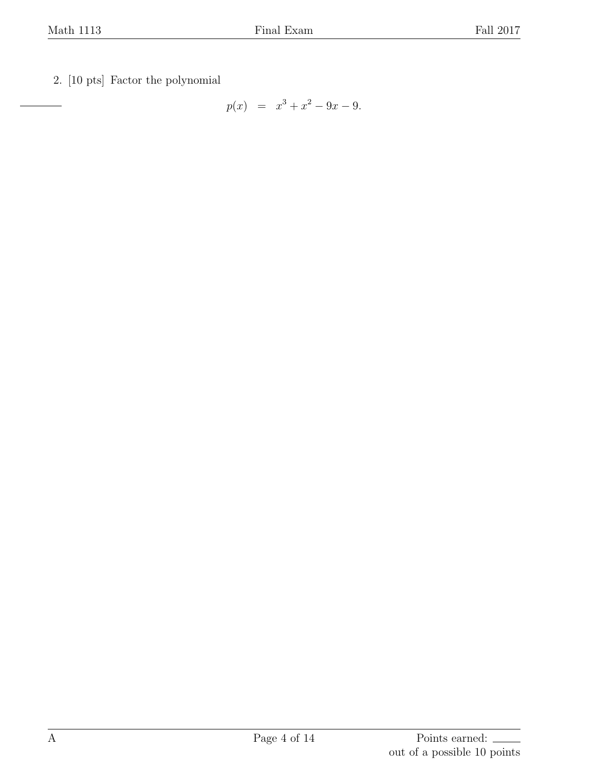2. [10 pts] Factor the polynomial

$$p(x) \;\; = \;\; x^3 + x^2 - 9x - 9.$$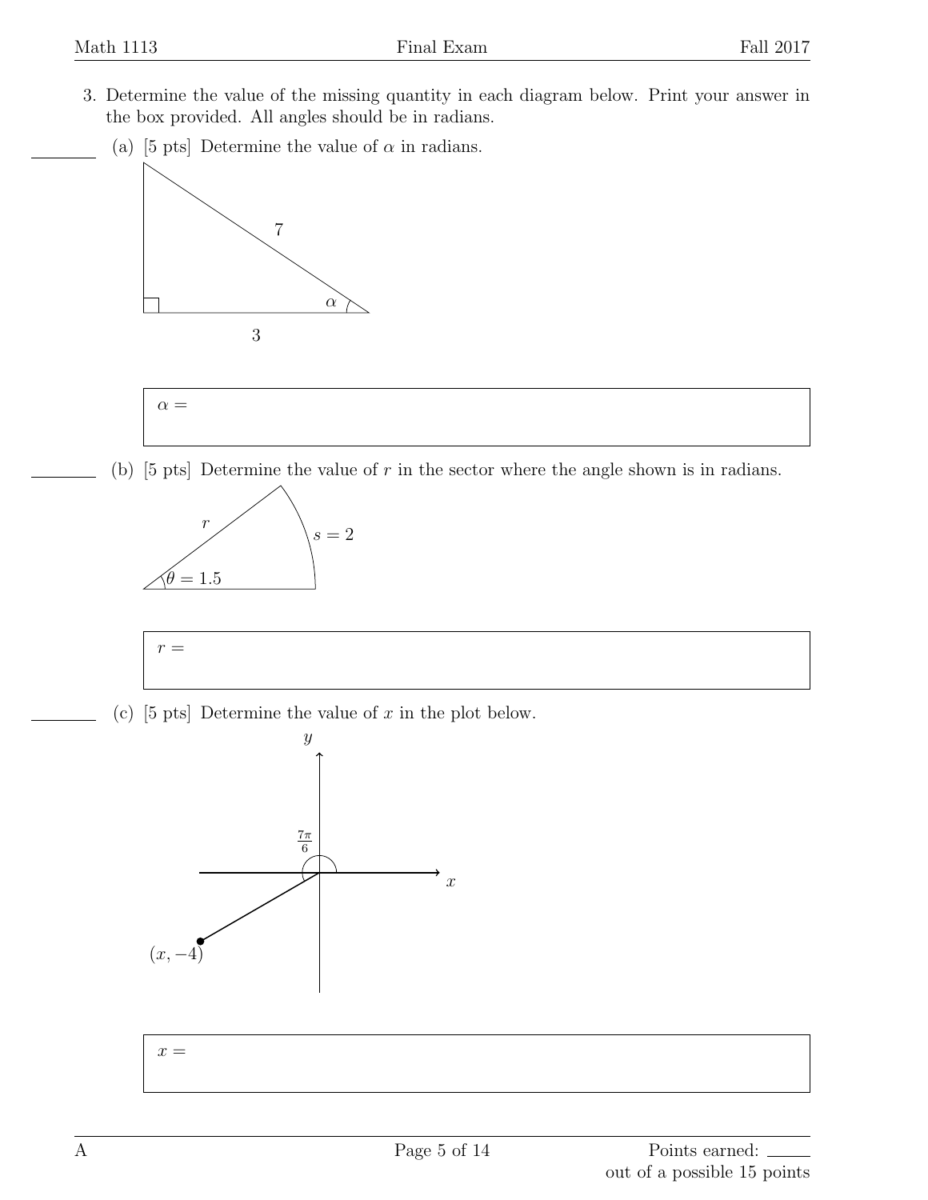3. Determine the value of the missing quantity in each diagram below. Print your answer in the box provided. All angles should be in radians.

(a) [5 pts] Determine the value of $\alpha$ in radians.

7

$\alpha$

3

$\alpha =$

(b) [5 pts] Determine the value of $r$ in the sector where the angle shown is in radians.

$r$

$s = 2$

$\theta = 1.5$

$r =$

(c) [5 pts] Determine the value of $x$ in the plot below.

$y$

$\frac{7\pi}{6}$

$x$

$(x, -4)$

$x =$

Points earned: \_\_\_\_\_
out of a possible 15 points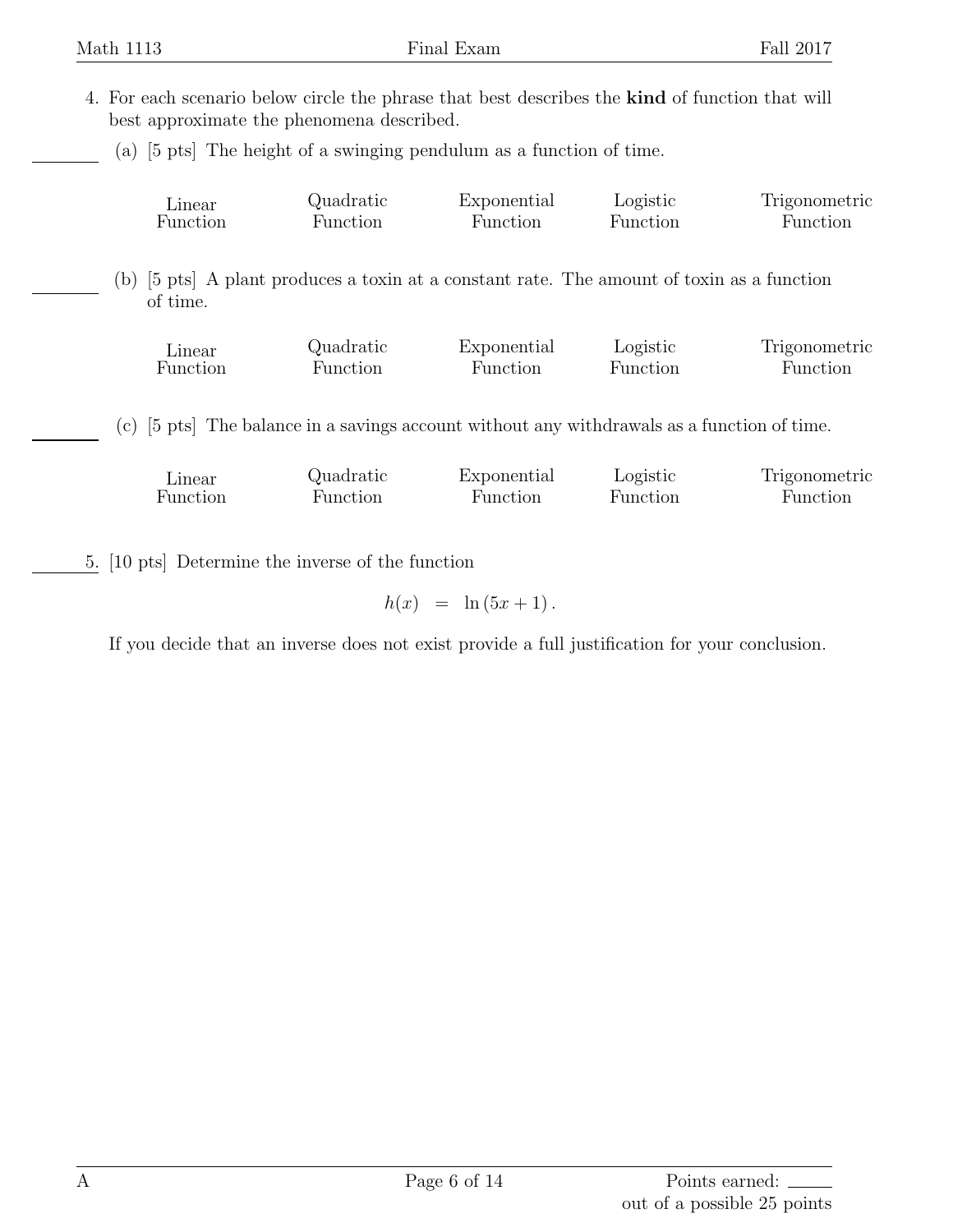4. For each scenario below circle the phrase that best describes the **kind** of function that will best approximate the phenomena described.

(a) [5 pts] The height of a swinging pendulum as a function of time.

Linear Function    Quadratic Function    Exponential Function    Logistic Function    Trigonometric Function

(b) [5 pts] A plant produces a toxin at a constant rate. The amount of toxin as a function of time.

Linear Function    Quadratic Function    Exponential Function    Logistic Function    Trigonometric Function

(c) [5 pts] The balance in a savings account without any withdrawals as a function of time.

Linear Function    Quadratic Function    Exponential Function    Logistic Function    Trigonometric Function

5. [10 pts] Determine the inverse of the function

$$h(x) \;=\; \ln(5x+1)\,.$$

If you decide that an inverse does not exist provide a full justification for your conclusion.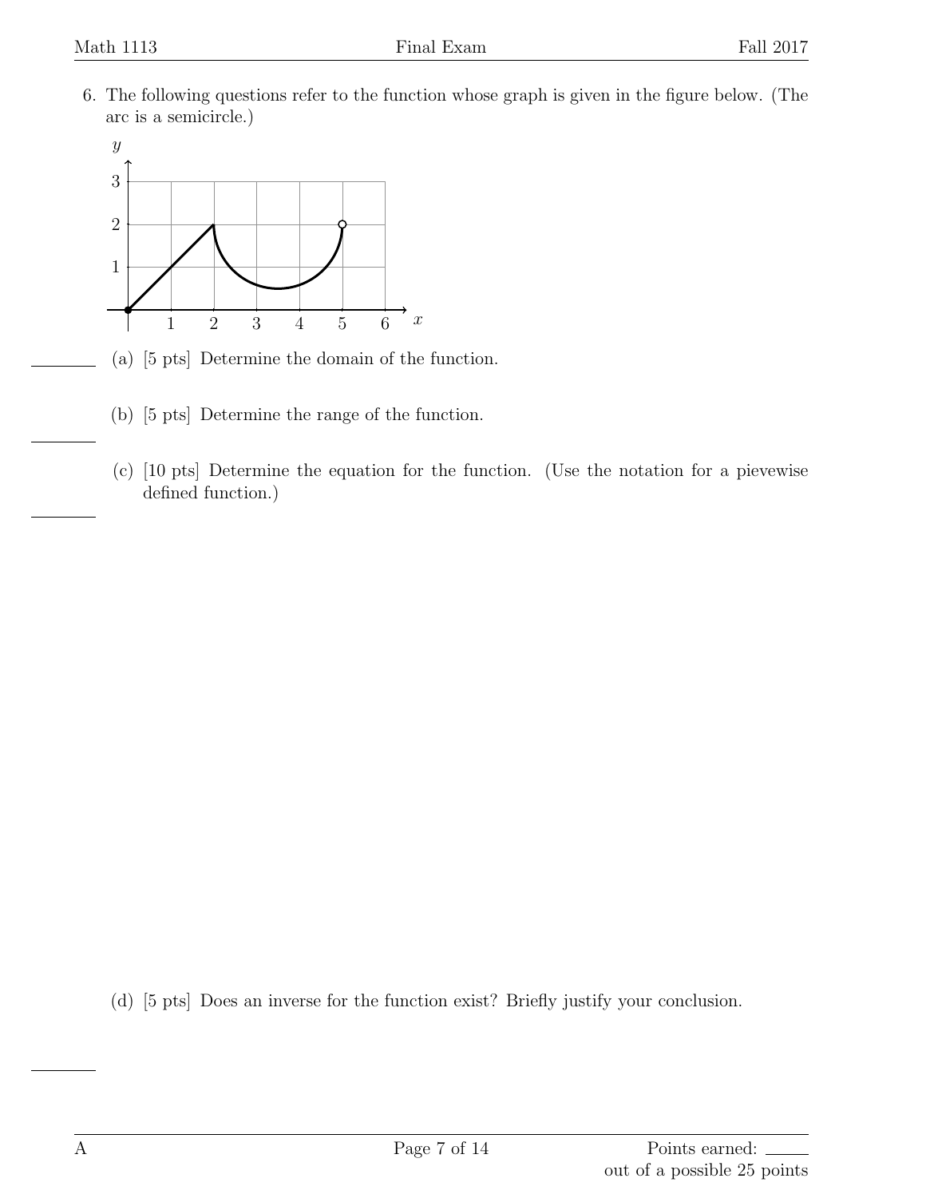6. The following questions refer to the function whose graph is given in the figure below. (The arc is a semicircle.)

y

3

2

1

1 2 3 4 5 6 x

(a) [5 pts] Determine the domain of the function.

(b) [5 pts] Determine the range of the function.

(c) [10 pts] Determine the equation for the function. (Use the notation for a pievewise defined function.)

(d) [5 pts] Does an inverse for the function exist? Briefly justify your conclusion.

Points earned: ____
out of a possible 25 points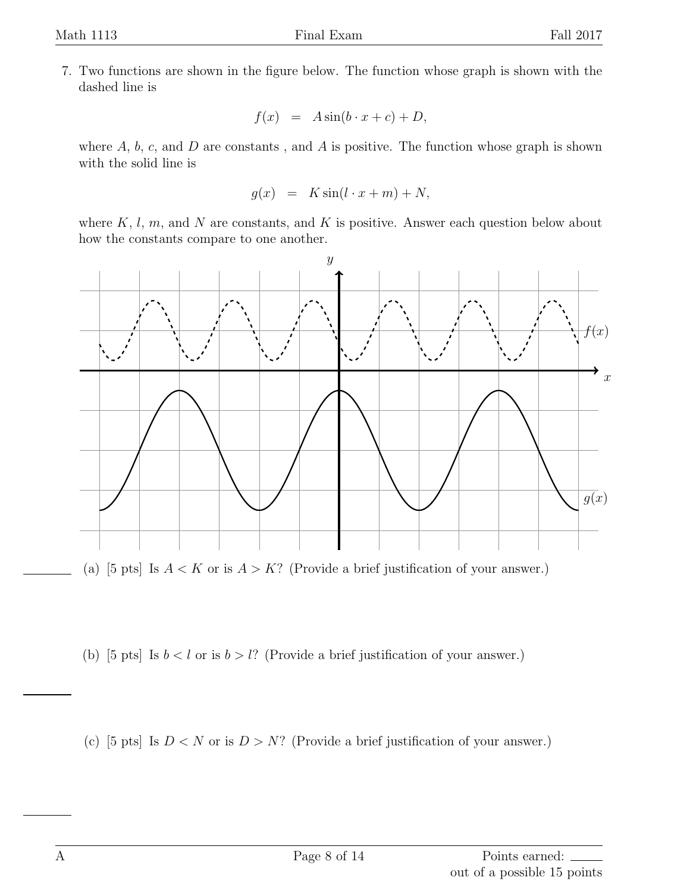7. Two functions are shown in the figure below. The function whose graph is shown with the dashed line is

$$f(x) \quad = \quad A\sin(b \cdot x + c) + D,$$

where $A$, $b$, $c$, and $D$ are constants , and $A$ is positive. The function whose graph is shown with the solid line is

$$g(x) \quad = \quad K\sin(l \cdot x + m) + N,$$

where $K$, $l$, $m$, and $N$ are constants, and $K$ is positive. Answer each question below about how the constants compare to one another.

$y$

$f(x)$

$x$

$g(x)$

(a) [5 pts] Is $A < K$ or is $A > K$? (Provide a brief justification of your answer.)

(b) [5 pts] Is $b < l$ or is $b > l$? (Provide a brief justification of your answer.)

(c) [5 pts] Is $D < N$ or is $D > N$? (Provide a brief justification of your answer.)

Points earned: \_\_\_\_\_ out of a possible 15 points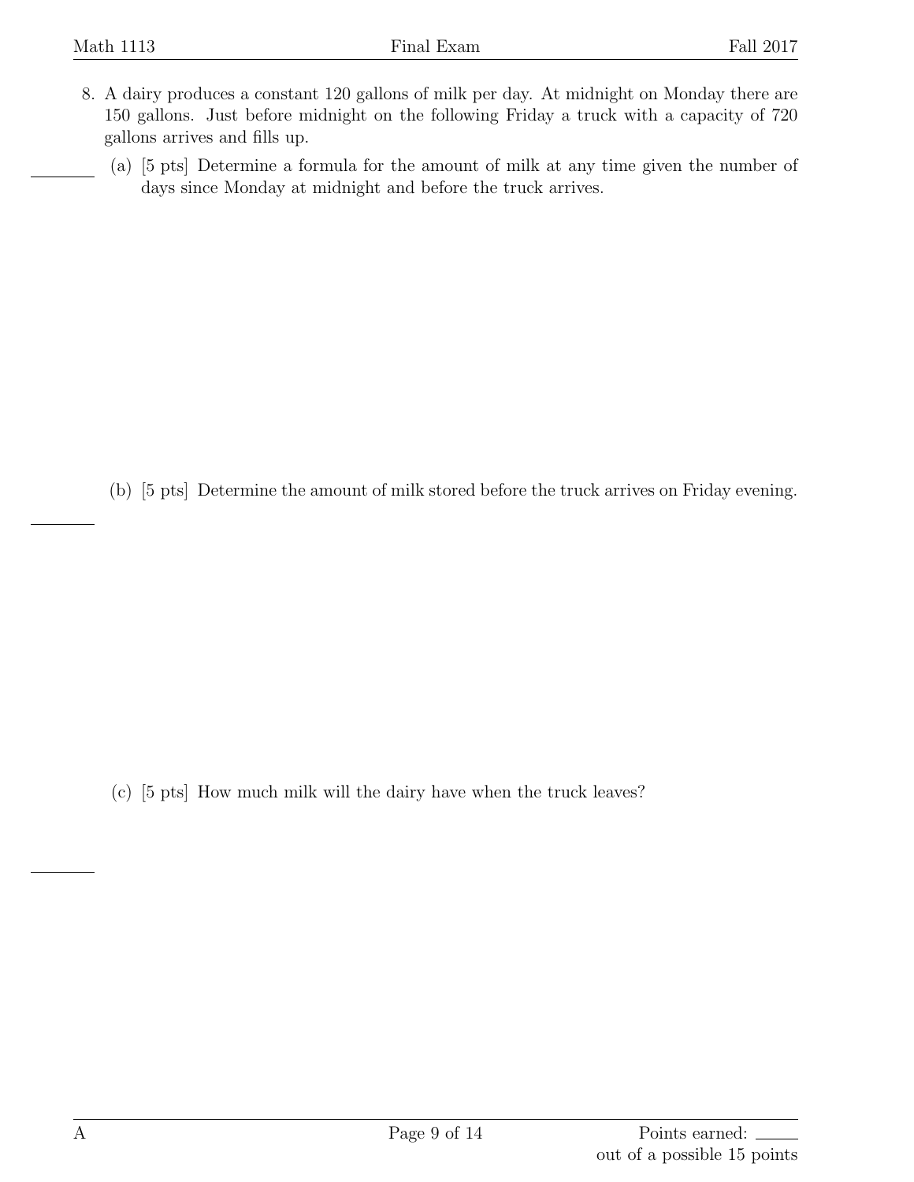8. A dairy produces a constant 120 gallons of milk per day. At midnight on Monday there are 150 gallons. Just before midnight on the following Friday a truck with a capacity of 720 gallons arrives and fills up.

   (a) [5 pts] Determine a formula for the amount of milk at any time given the number of days since Monday at midnight and before the truck arrives.

   (b) [5 pts] Determine the amount of milk stored before the truck arrives on Friday evening.

   (c) [5 pts] How much milk will the dairy have when the truck leaves?

Points earned: ______ out of a possible 15 points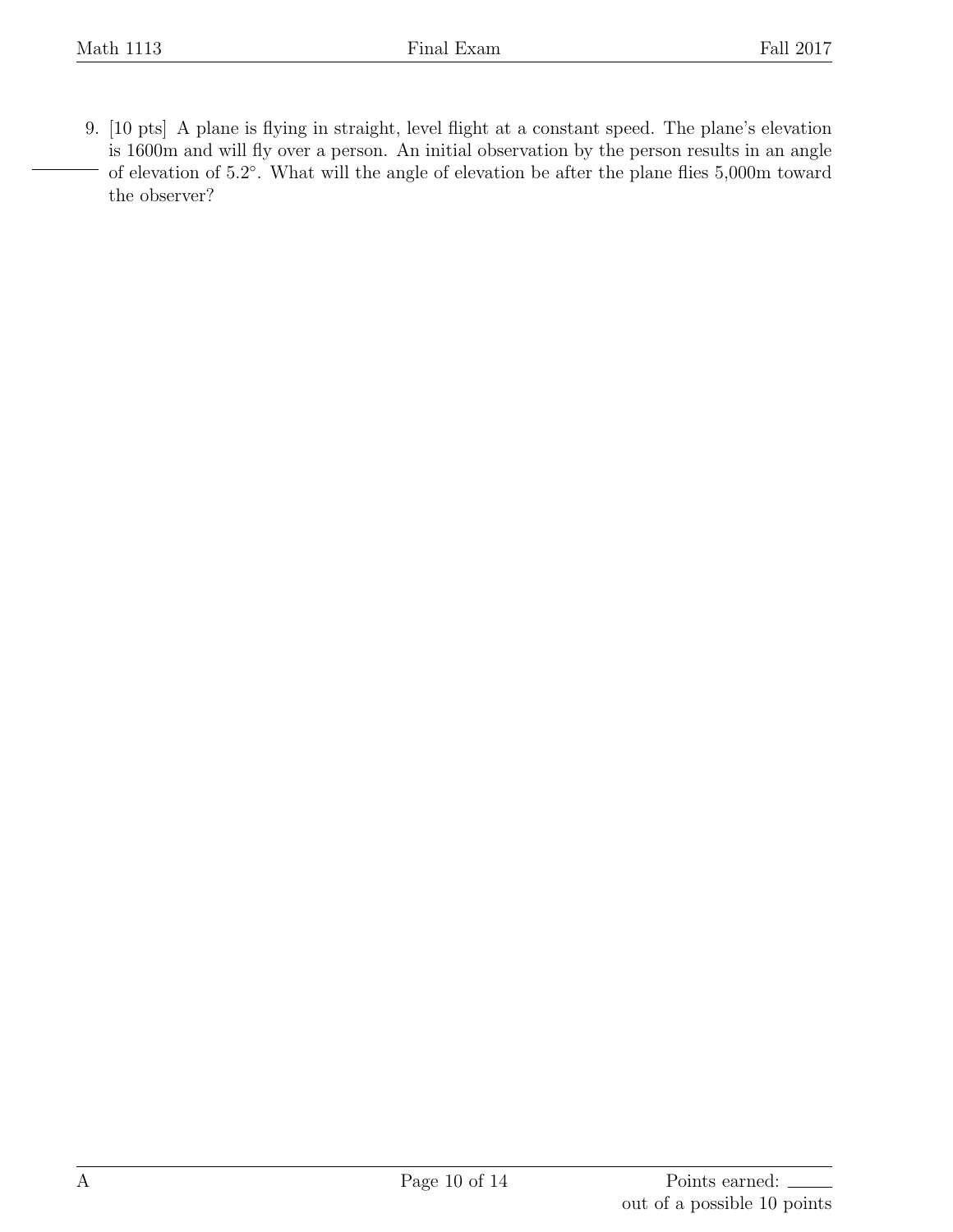9. [10 pts] A plane is flying in straight, level flight at a constant speed. The plane's elevation is 1600m and will fly over a person. An initial observation by the person results in an angle of elevation of $5.2°$. What will the angle of elevation be after the plane flies 5,000m toward the observer?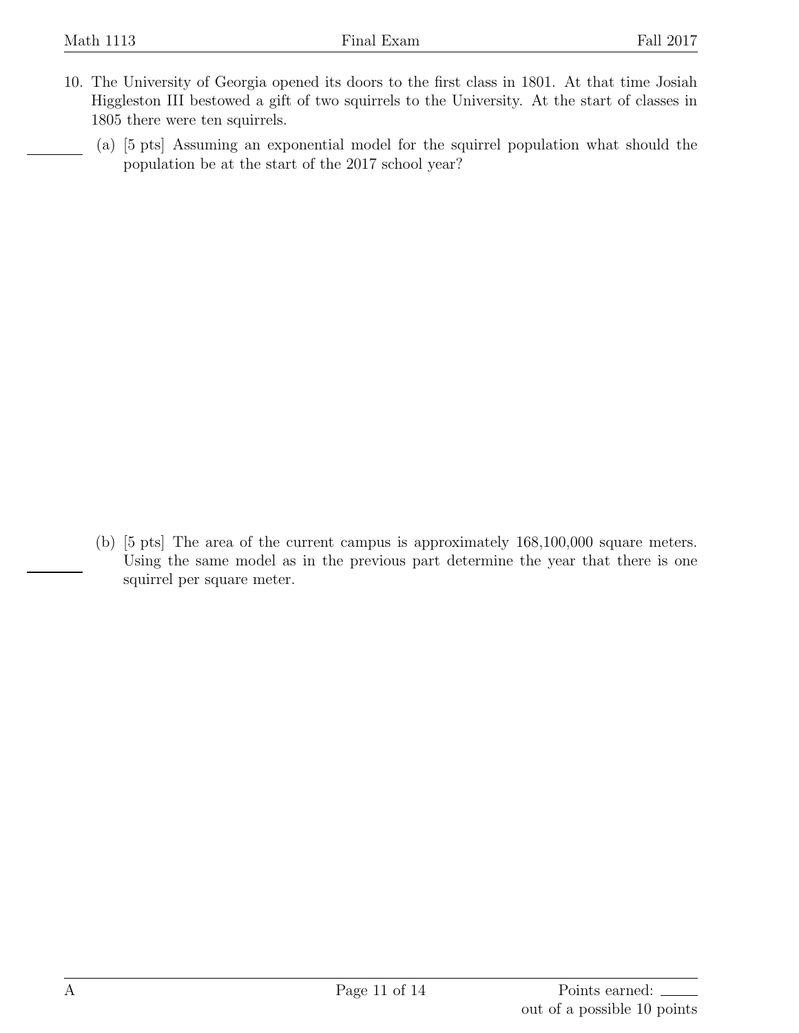10. The University of Georgia opened its doors to the first class in 1801. At that time Josiah Higgleston III bestowed a gift of two squirrels to the University. At the start of classes in 1805 there were ten squirrels.

   (a) [5 pts] Assuming an exponential model for the squirrel population what should the population be at the start of the 2017 school year?

   (b) [5 pts] The area of the current campus is approximately 168,100,000 square meters. Using the same model as in the previous part determine the year that there is one squirrel per square meter.

Points earned: ____ out of a possible 10 points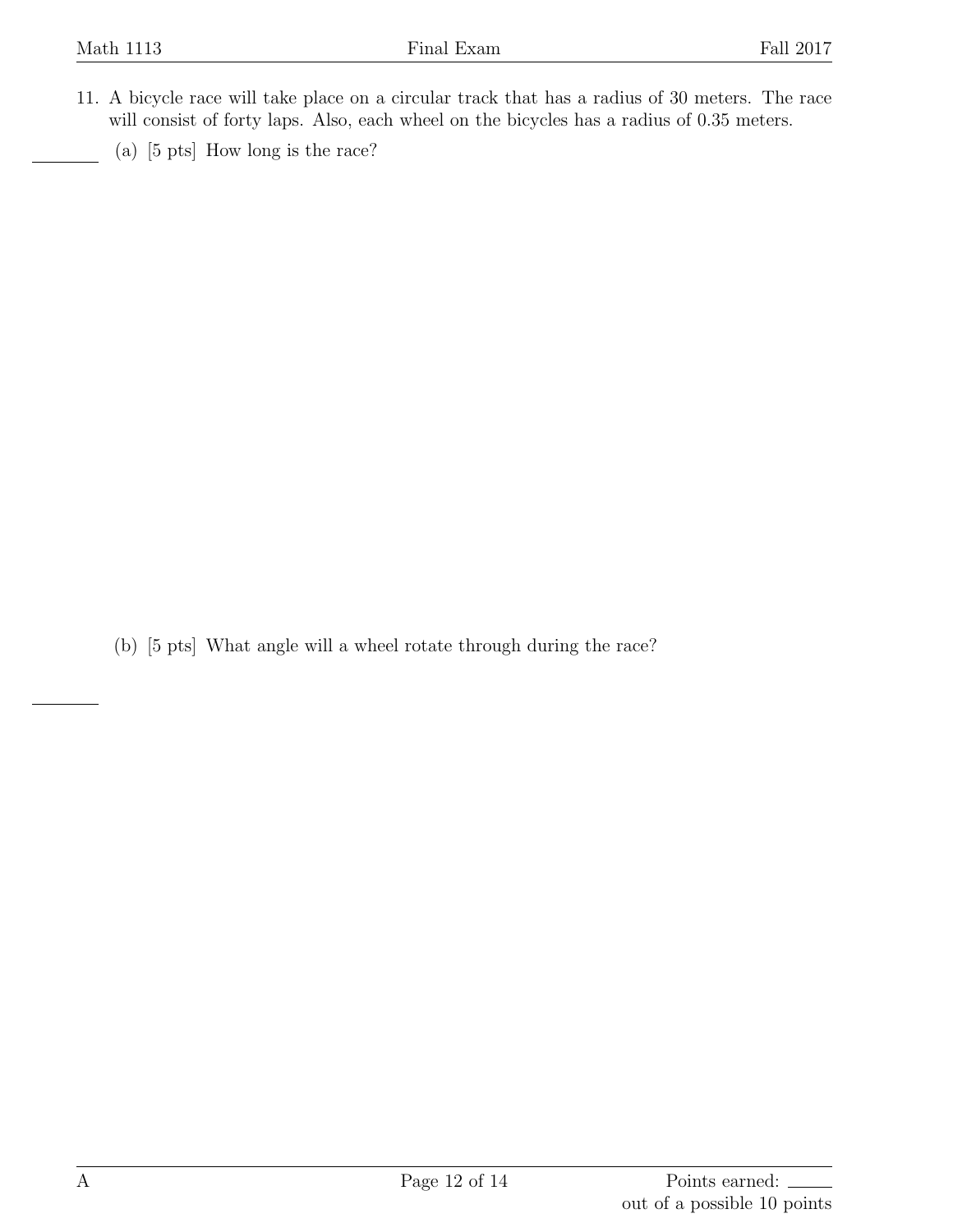11. A bicycle race will take place on a circular track that has a radius of 30 meters. The race will consist of forty laps. Also, each wheel on the bicycles has a radius of 0.35 meters.

   (a) [5 pts] How long is the race?

   (b) [5 pts] What angle will a wheel rotate through during the race?

Points earned: ______
out of a possible 10 points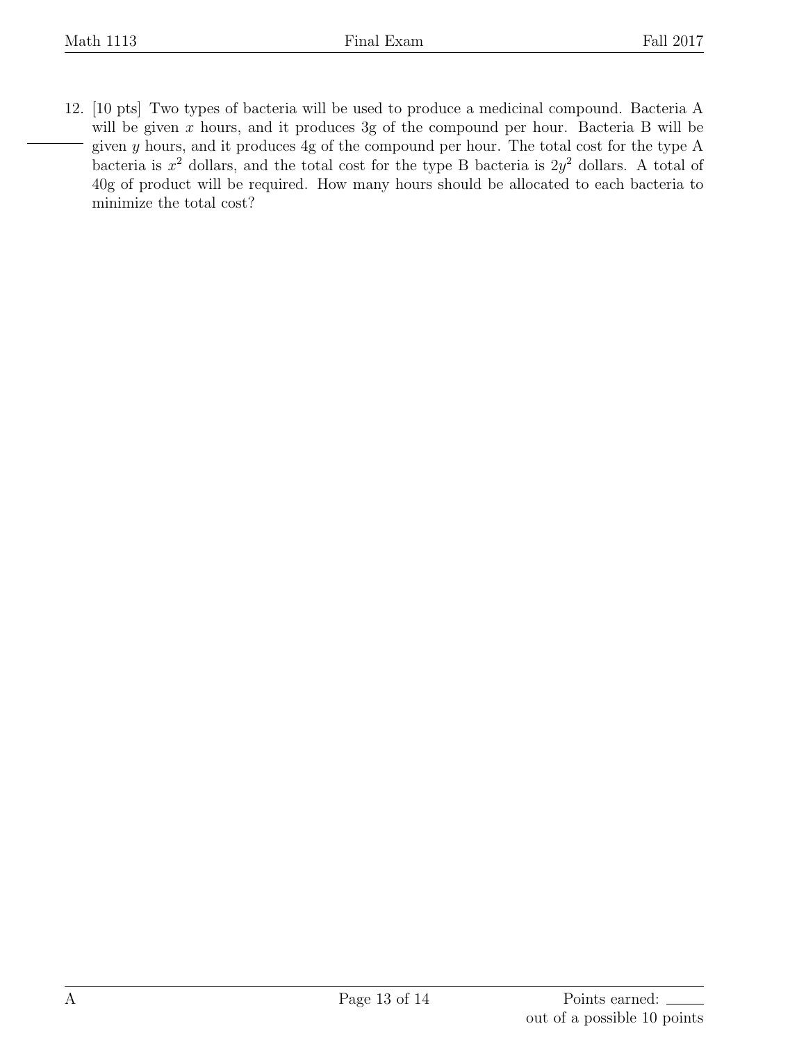12. [10 pts] Two types of bacteria will be used to produce a medicinal compound. Bacteria A will be given $x$ hours, and it produces 3g of the compound per hour. Bacteria B will be given $y$ hours, and it produces 4g of the compound per hour. The total cost for the type A bacteria is $x^2$ dollars, and the total cost for the type B bacteria is $2y^2$ dollars. A total of 40g of product will be required. How many hours should be allocated to each bacteria to minimize the total cost?

Points earned: \_\_\_\_\_
out of a possible 10 points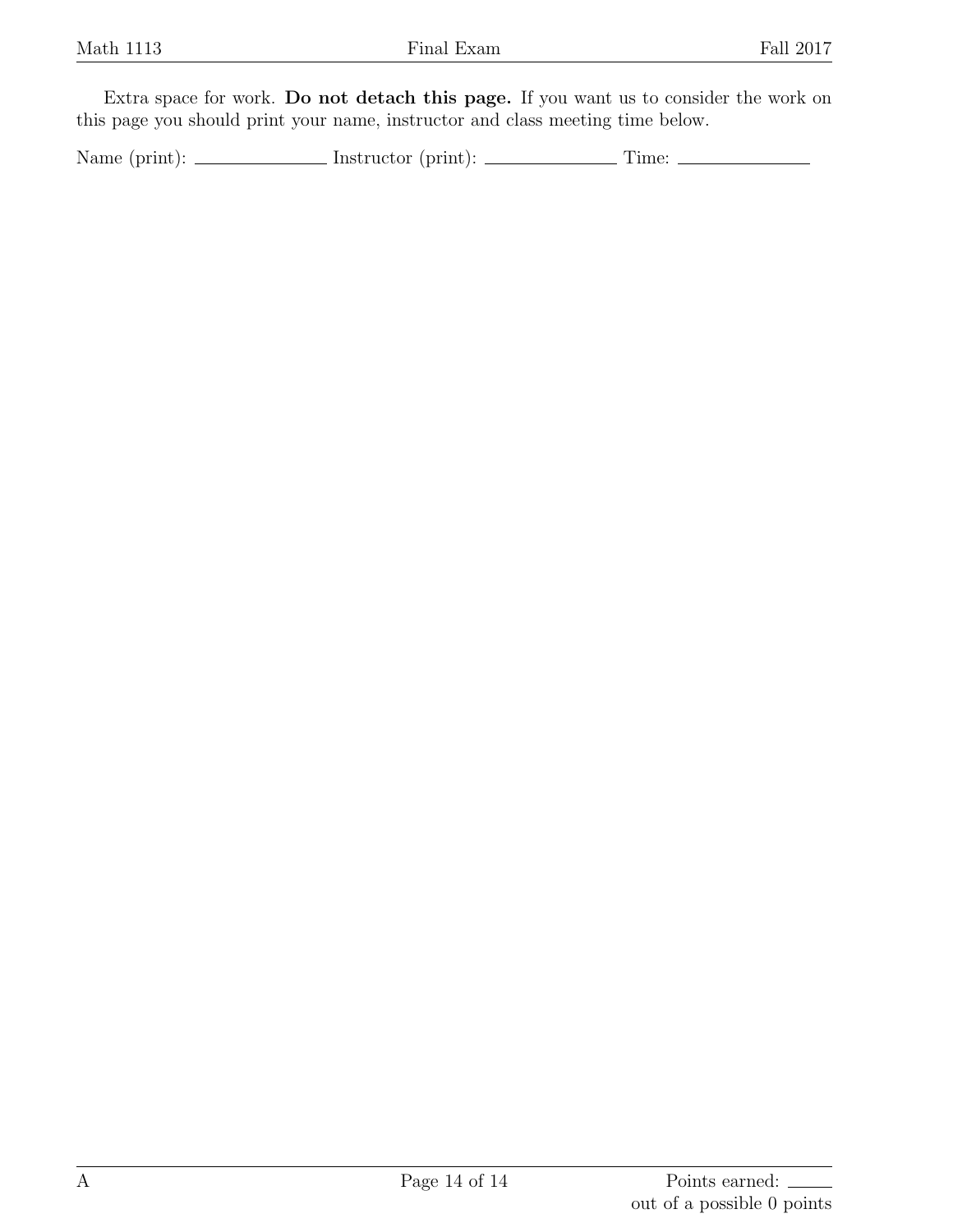Extra space for work. **Do not detach this page.** If you want us to consider the work on this page you should print your name, instructor and class meeting time below.

Name (print): ______________ Instructor (print): ______________ Time: ______________

Points earned: _____
out of a possible 0 points